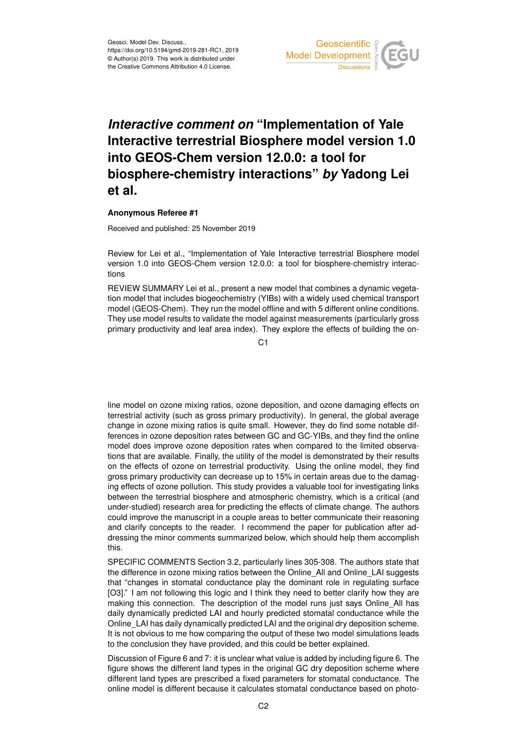# *Interactive comment on* "Implementation of Yale Interactive terrestrial Biosphere model version 1.0 into GEOS-Chem version 12.0.0: a tool for biosphere-chemistry interactions" *by* Yadong Lei et al.

**Anonymous Referee #1**

Received and published: 25 November 2019

Review for Lei et al., "Implementation of Yale Interactive terrestrial Biosphere model version 1.0 into GEOS-Chem version 12.0.0: a tool for biosphere-chemistry interactions

REVIEW SUMMARY Lei et al., present a new model that combines a dynamic vegetation model that includes biogeochemistry (YIBs) with a widely used chemical transport model (GEOS-Chem). They run the model offline and with 5 different online conditions. They use model results to validate the model against measurements (particularly gross primary productivity and leaf area index). They explore the effects of building the online model on ozone mixing ratios, ozone deposition, and ozone damaging effects on terrestrial activity (such as gross primary productivity). In general, the global average change in ozone mixing ratios is quite small. However, they do find some notable differences in ozone deposition rates between GC and GC-YIBs, and they find the online model does improve ozone deposition rates when compared to the limited observations that are available. Finally, the utility of the model is demonstrated by their results on the effects of ozone on terrestrial productivity. Using the online model, they find gross primary productivity can decrease up to 15% in certain areas due to the damaging effects of ozone pollution. This study provides a valuable tool for investigating links between the terrestrial biosphere and atmospheric chemistry, which is a critical (and under-studied) research area for predicting the effects of climate change. The authors could improve the manuscript in a couple areas to better communicate their reasoning and clarify concepts to the reader. I recommend the paper for publication after addressing the minor comments summarized below, which should help them accomplish this.

SPECIFIC COMMENTS Section 3.2, particularly lines 305-308. The authors state that the difference in ozone mixing ratios between the Online_All and Online_LAI suggests that "changes in stomatal conductance play the dominant role in regulating surface [O3]." I am not following this logic and I think they need to better clarify how they are making this connection. The description of the model runs just says Online_All has daily dynamically predicted LAI and hourly predicted stomatal conductance while the Online_LAI has daily dynamically predicted LAI and the original dry deposition scheme. It is not obvious to me how comparing the output of these two model simulations leads to the conclusion they have provided, and this could be better explained.

Discussion of Figure 6 and 7: it is unclear what value is added by including figure 6. The figure shows the different land types in the original GC dry deposition scheme where different land types are prescribed a fixed parameters for stomatal conductance. The online model is different because it calculates stomatal conductance based on photo-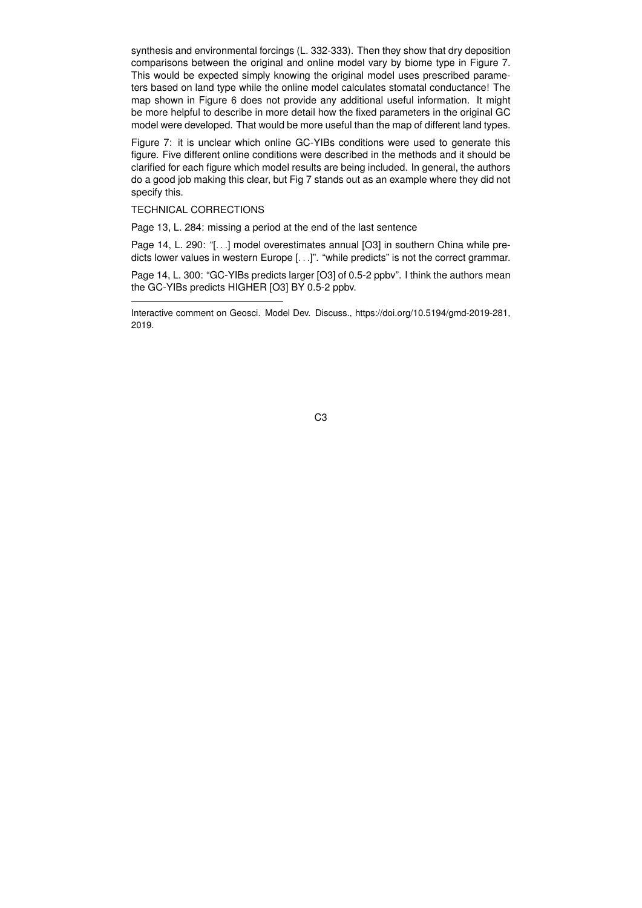synthesis and environmental forcings (L. 332-333). Then they show that dry deposition comparisons between the original and online model vary by biome type in Figure 7. This would be expected simply knowing the original model uses prescribed parameters based on land type while the online model calculates stomatal conductance! The map shown in Figure 6 does not provide any additional useful information. It might be more helpful to describe in more detail how the fixed parameters in the original GC model were developed. That would be more useful than the map of different land types.

Figure 7: it is unclear which online GC-YIBs conditions were used to generate this figure. Five different online conditions were described in the methods and it should be clarified for each figure which model results are being included. In general, the authors do a good job making this clear, but Fig 7 stands out as an example where they did not specify this.

TECHNICAL CORRECTIONS

Page 13, L. 284: missing a period at the end of the last sentence

Page 14, L. 290: "[. . .] model overestimates annual [O3] in southern China while predicts lower values in western Europe [. . .]". "while predicts" is not the correct grammar.

Page 14, L. 300: "GC-YIBs predicts larger [O3] of 0.5-2 ppbv". I think the authors mean the GC-YIBs predicts HIGHER [O3] BY 0.5-2 ppbv.

---

Interactive comment on Geosci. Model Dev. Discuss., https://doi.org/10.5194/gmd-2019-281, 2019.